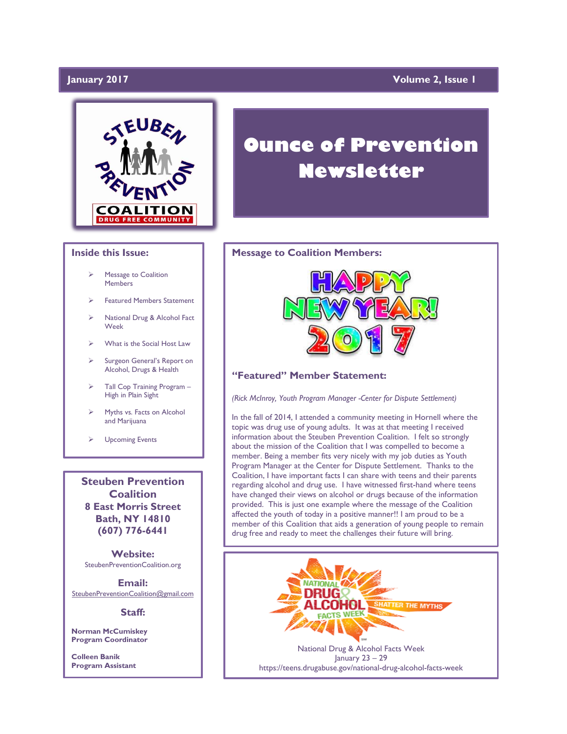January 2017 | Volume 2, Issue 1

# Ounce of Prevention Newsletter

## Inside this Issue:

- Message to Coalition Members
- Featured Members Statement
- National Drug & Alcohol Fact Week
- What is the Social Host Law
- Surgeon General's Report on Alcohol, Drugs & Health
- Tall Cop Training Program – High in Plain Sight
- Myths vs. Facts on Alcohol and Marijuana
- Upcoming Events

**Steuben Prevention Coalition**
**8 East Morris Street**
**Bath, NY 14810**
**(607) 776-6441**

**Website:**
SteubenPreventionCoalition.org

**Email:**
SteubenPreventionCoalition@gmail.com

**Staff:**

**Norman McCumiskey**
**Program Coordinator**

**Colleen Banik**
**Program Assistant**

## Message to Coalition Members:

HAPPY NEW YEAR! 2017

## "Featured" Member Statement:

*(Rick McInroy, Youth Program Manager -Center for Dispute Settlement)*

In the fall of 2014, I attended a community meeting in Hornell where the topic was drug use of young adults. It was at that meeting I received information about the Steuben Prevention Coalition. I felt so strongly about the mission of the Coalition that I was compelled to become a member. Being a member fits very nicely with my job duties as Youth Program Manager at the Center for Dispute Settlement. Thanks to the Coalition, I have important facts I can share with teens and their parents regarding alcohol and drug use. I have witnessed first-hand where teens have changed their views on alcohol or drugs because of the information provided. This is just one example where the message of the Coalition affected the youth of today in a positive manner!! I am proud to be a member of this Coalition that aids a generation of young people to remain drug free and ready to meet the challenges their future will bring.

National Drug & Alcohol Facts Week — Shatter the Myths

National Drug & Alcohol Facts Week
January 23 – 29
https://teens.drugabuse.gov/national-drug-alcohol-facts-week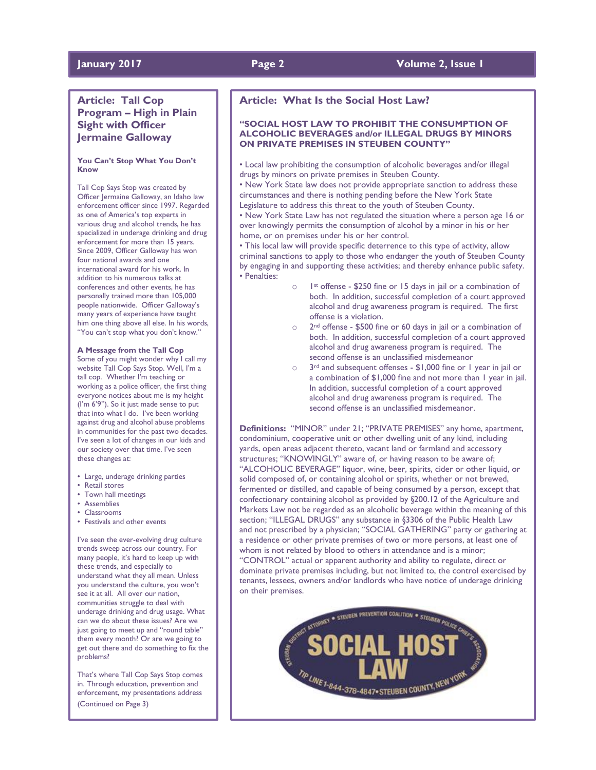## Article: Tall Cop Program – High in Plain Sight with Officer Jermaine Galloway

**You Can't Stop What You Don't Know**

Tall Cop Says Stop was created by Officer Jermaine Galloway, an Idaho law enforcement officer since 1997. Regarded as one of America's top experts in various drug and alcohol trends, he has specialized in underage drinking and drug enforcement for more than 15 years. Since 2009, Officer Galloway has won four national awards and one international award for his work. In addition to his numerous talks at conferences and other events, he has personally trained more than 105,000 people nationwide. Officer Galloway's many years of experience have taught him one thing above all else. In his words, "You can't stop what you don't know."

**A Message from the Tall Cop**

Some of you might wonder why I call my website Tall Cop Says Stop. Well, I'm a tall cop. Whether I'm teaching or working as a police officer, the first thing everyone notices about me is my height (I'm 6'9"). So it just made sense to put that into what I do. I've been working against drug and alcohol abuse problems in communities for the past two decades. I've seen a lot of changes in our kids and our society over that time. I've seen these changes at:

- Large, underage drinking parties
- Retail stores
- Town hall meetings
- Assemblies
- Classrooms
- Festivals and other events

I've seen the ever-evolving drug culture trends sweep across our country. For many people, it's hard to keep up with these trends, and especially to understand what they all mean. Unless you understand the culture, you won't see it at all. All over our nation, communities struggle to deal with underage drinking and drug usage. What can we do about these issues? Are we just going to meet up and "round table" them every month? Or are we going to get out there and do something to fix the problems?

That's where Tall Cop Says Stop comes in. Through education, prevention and enforcement, my presentations address

(Continued on Page 3)

## Article: What Is the Social Host Law?

**"SOCIAL HOST LAW TO PROHIBIT THE CONSUMPTION OF ALCOHOLIC BEVERAGES and/or ILLEGAL DRUGS BY MINORS ON PRIVATE PREMISES IN STEUBEN COUNTY"**

- Local law prohibiting the consumption of alcoholic beverages and/or illegal drugs by minors on private premises in Steuben County.
- New York State law does not provide appropriate sanction to address these circumstances and there is nothing pending before the New York State Legislature to address this threat to the youth of Steuben County.
- New York State Law has not regulated the situation where a person age 16 or over knowingly permits the consumption of alcohol by a minor in his or her home, or on premises under his or her control.
- This local law will provide specific deterrence to this type of activity, allow criminal sanctions to apply to those who endanger the youth of Steuben County by engaging in and supporting these activities; and thereby enhance public safety.
- Penalties:
  - 1st offense - $250 fine or 15 days in jail or a combination of both. In addition, successful completion of a court approved alcohol and drug awareness program is required. The first offense is a violation.
  - 2nd offense - $500 fine or 60 days in jail or a combination of both. In addition, successful completion of a court approved alcohol and drug awareness program is required. The second offense is an unclassified misdemeanor
  - 3rd and subsequent offenses - $1,000 fine or 1 year in jail or a combination of $1,000 fine and not more than 1 year in jail. In addition, successful completion of a court approved alcohol and drug awareness program is required. The second offense is an unclassified misdemeanor.

**Definitions:** "MINOR" under 21; "PRIVATE PREMISES" any home, apartment, condominium, cooperative unit or other dwelling unit of any kind, including yards, open areas adjacent thereto, vacant land or farmland and accessory structures; "KNOWINGLY" aware of, or having reason to be aware of; "ALCOHOLIC BEVERAGE" liquor, wine, beer, spirits, cider or other liquid, or solid composed of, or containing alcohol or spirits, whether or not brewed, fermented or distilled, and capable of being consumed by a person, except that confectionary containing alcohol as provided by §200.12 of the Agriculture and Markets Law not be regarded as an alcoholic beverage within the meaning of this section; "ILLEGAL DRUGS" any substance in §3306 of the Public Health Law and not prescribed by a physician; "SOCIAL GATHERING" party or gathering at a residence or other private premises of two or more persons, at least one of whom is not related by blood to others in attendance and is a minor; "CONTROL" actual or apparent authority and ability to regulate, direct or dominate private premises including, but not limited to, the control exercised by tenants, lessees, owners and/or landlords who have notice of underage drinking on their premises.

STEUBEN DISTRICT ATTORNEY • STEUBEN PREVENTION COALITION • STEUBEN POLICE CHIEF'S ASSOCIATION

**SOCIAL HOST LAW**

TIP LINE 1-844-378-4847 • STEUBEN COUNTY, NEW YORK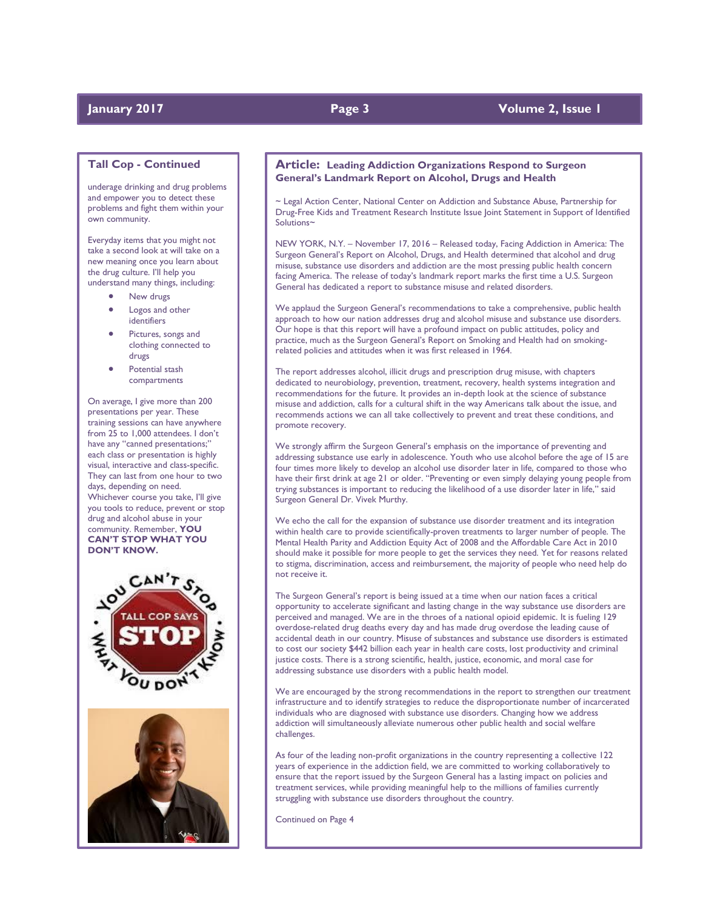## Tall Cop - Continued

underage drinking and drug problems and empower you to detect these problems and fight them within your own community.

Everyday items that you might not take a second look at will take on a new meaning once you learn about the drug culture. I'll help you understand many things, including:

- New drugs
- Logos and other identifiers
- Pictures, songs and clothing connected to drugs
- Potential stash compartments

On average, I give more than 200 presentations per year. These training sessions can have anywhere from 25 to 1,000 attendees. I don't have any "canned presentations;" each class or presentation is highly visual, interactive and class-specific. They can last from one hour to two days, depending on need. Whichever course you take, I'll give you tools to reduce, prevent or stop drug and alcohol abuse in your community. Remember, **YOU CAN'T STOP WHAT YOU DON'T KNOW.**

## Article: Leading Addiction Organizations Respond to Surgeon General's Landmark Report on Alcohol, Drugs and Health

~ Legal Action Center, National Center on Addiction and Substance Abuse, Partnership for Drug-Free Kids and Treatment Research Institute Issue Joint Statement in Support of Identified Solutions~

NEW YORK, N.Y. – November 17, 2016 – Released today, Facing Addiction in America: The Surgeon General's Report on Alcohol, Drugs, and Health determined that alcohol and drug misuse, substance use disorders and addiction are the most pressing public health concern facing America. The release of today's landmark report marks the first time a U.S. Surgeon General has dedicated a report to substance misuse and related disorders.

We applaud the Surgeon General's recommendations to take a comprehensive, public health approach to how our nation addresses drug and alcohol misuse and substance use disorders. Our hope is that this report will have a profound impact on public attitudes, policy and practice, much as the Surgeon General's Report on Smoking and Health had on smoking-related policies and attitudes when it was first released in 1964.

The report addresses alcohol, illicit drugs and prescription drug misuse, with chapters dedicated to neurobiology, prevention, treatment, recovery, health systems integration and recommendations for the future. It provides an in-depth look at the science of substance misuse and addiction, calls for a cultural shift in the way Americans talk about the issue, and recommends actions we can all take collectively to prevent and treat these conditions, and promote recovery.

We strongly affirm the Surgeon General's emphasis on the importance of preventing and addressing substance use early in adolescence. Youth who use alcohol before the age of 15 are four times more likely to develop an alcohol use disorder later in life, compared to those who have their first drink at age 21 or older. "Preventing or even simply delaying young people from trying substances is important to reducing the likelihood of a use disorder later in life," said Surgeon General Dr. Vivek Murthy.

We echo the call for the expansion of substance use disorder treatment and its integration within health care to provide scientifically-proven treatments to larger number of people. The Mental Health Parity and Addiction Equity Act of 2008 and the Affordable Care Act in 2010 should make it possible for more people to get the services they need. Yet for reasons related to stigma, discrimination, access and reimbursement, the majority of people who need help do not receive it.

The Surgeon General's report is being issued at a time when our nation faces a critical opportunity to accelerate significant and lasting change in the way substance use disorders are perceived and managed. We are in the throes of a national opioid epidemic. It is fueling 129 overdose-related drug deaths every day and has made drug overdose the leading cause of accidental death in our country. Misuse of substances and substance use disorders is estimated to cost our society $442 billion each year in health care costs, lost productivity and criminal justice costs. There is a strong scientific, health, justice, economic, and moral case for addressing substance use disorders with a public health model.

We are encouraged by the strong recommendations in the report to strengthen our treatment infrastructure and to identify strategies to reduce the disproportionate number of incarcerated individuals who are diagnosed with substance use disorders. Changing how we address addiction will simultaneously alleviate numerous other public health and social welfare challenges.

As four of the leading non-profit organizations in the country representing a collective 122 years of experience in the addiction field, we are committed to working collaboratively to ensure that the report issued by the Surgeon General has a lasting impact on policies and treatment services, while providing meaningful help to the millions of families currently struggling with substance use disorders throughout the country.

Continued on Page 4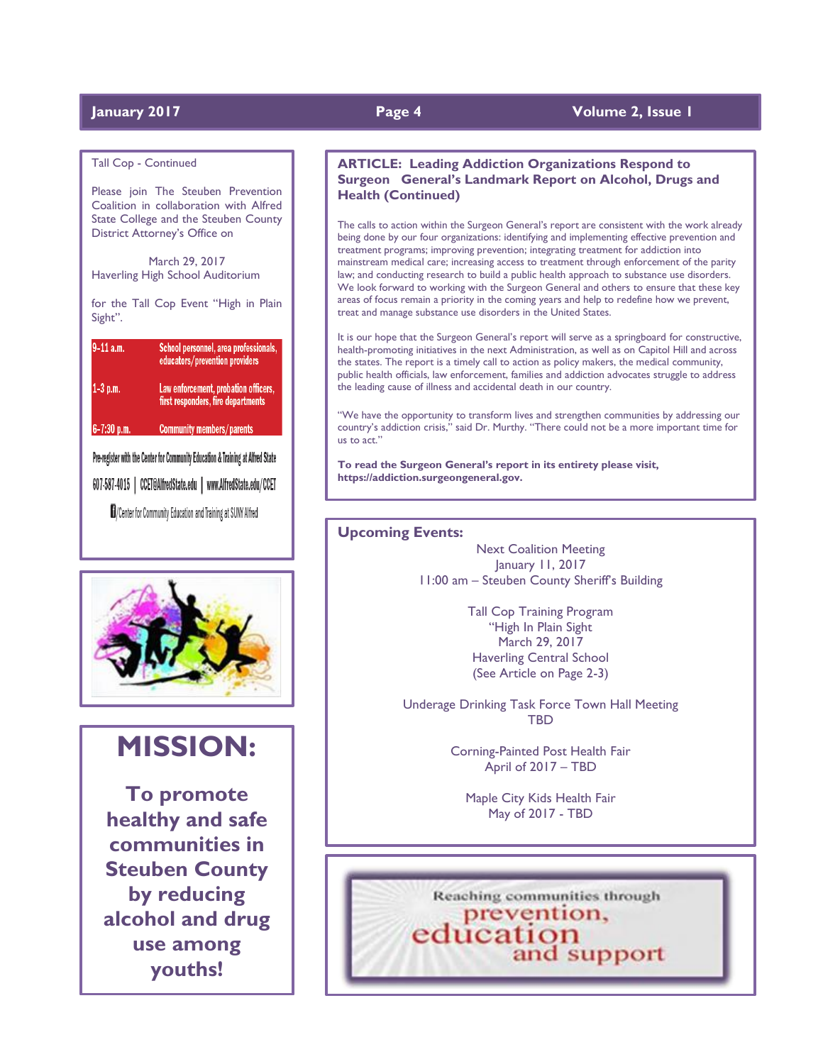Tall Cop - Continued

Please join The Steuben Prevention Coalition in collaboration with Alfred State College and the Steuben County District Attorney's Office on

March 29, 2017
Haverling High School Auditorium

for the Tall Cop Event "High in Plain Sight".

| | |
|---|---|
| 9-11 a.m. | School personnel, area professionals, educators/prevention providers |
| 1-3 p.m. | Law enforcement, probation officers, first responders, fire departments |
| 6-7:30 p.m. | Community members/parents |

Pre-register with the Center for Community Education & Training at Alfred State

607-587-4015 | CCET@AlfredState.edu | www.AlfredState.edu/CCET

/Center for Community Education and Training at SUNY Alfred

# MISSION:

**To promote healthy and safe communities in Steuben County by reducing alcohol and drug use among youths!**

## ARTICLE: Leading Addiction Organizations Respond to Surgeon General's Landmark Report on Alcohol, Drugs and Health (Continued)

The calls to action within the Surgeon General's report are consistent with the work already being done by our four organizations: identifying and implementing effective prevention and treatment programs; improving prevention; integrating treatment for addiction into mainstream medical care; increasing access to treatment through enforcement of the parity law; and conducting research to build a public health approach to substance use disorders. We look forward to working with the Surgeon General and others to ensure that these key areas of focus remain a priority in the coming years and help to redefine how we prevent, treat and manage substance use disorders in the United States.

It is our hope that the Surgeon General's report will serve as a springboard for constructive, health-promoting initiatives in the next Administration, as well as on Capitol Hill and across the states. The report is a timely call to action as policy makers, the medical community, public health officials, law enforcement, families and addiction advocates struggle to address the leading cause of illness and accidental death in our country.

"We have the opportunity to transform lives and strengthen communities by addressing our country's addiction crisis," said Dr. Murthy. "There could not be a more important time for us to act."

**To read the Surgeon General's report in its entirety please visit, https://addiction.surgeongeneral.gov.**

## Upcoming Events:

Next Coalition Meeting
January 11, 2017
11:00 am – Steuben County Sheriff's Building

Tall Cop Training Program
"High In Plain Sight
March 29, 2017
Haverling Central School
(See Article on Page 2-3)

Underage Drinking Task Force Town Hall Meeting
TBD

Corning-Painted Post Health Fair
April of 2017 – TBD

Maple City Kids Health Fair
May of 2017 - TBD

Reaching communities through prevention, education and support